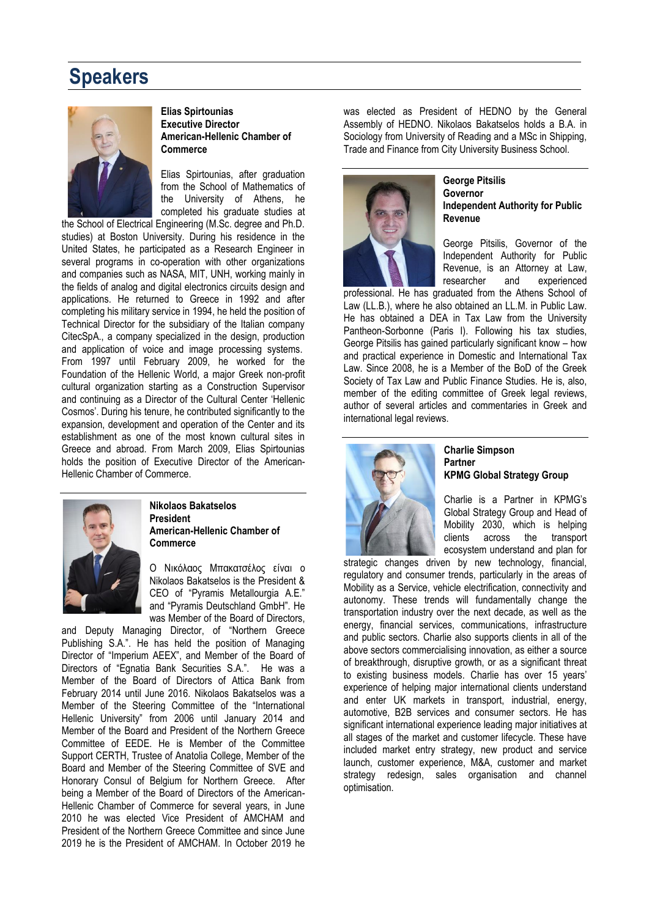# Speakers

**Elias Spirtounias**
**Executive Director**
**American-Hellenic Chamber of Commerce**

Elias Spirtounias, after graduation from the School of Mathematics of the University of Athens, he completed his graduate studies at the School of Electrical Engineering (M.Sc. degree and Ph.D. studies) at Boston University. During his residence in the United States, he participated as a Research Engineer in several programs in co-operation with other organizations and companies such as NASA, MIT, UNH, working mainly in the fields of analog and digital electronics circuits design and applications. He returned to Greece in 1992 and after completing his military service in 1994, he held the position of Technical Director for the subsidiary of the Italian company CitecSpA., a company specialized in the design, production and application of voice and image processing systems. From 1997 until February 2009, he worked for the Foundation of the Hellenic World, a major Greek non-profit cultural organization starting as a Construction Supervisor and continuing as a Director of the Cultural Center 'Hellenic Cosmos'. During his tenure, he contributed significantly to the expansion, development and operation of the Center and its establishment as one of the most known cultural sites in Greece and abroad. From March 2009, Elias Spirtounias holds the position of Executive Director of the American-Hellenic Chamber of Commerce.

**Nikolaos Bakatselos**
**President**
**American-Hellenic Chamber of Commerce**

Ο Νικόλαος Μπακατσέλος είναι ο Nikolaos Bakatselos is the President & CEO of "Pyramis Metallourgia A.E." and "Pyramis Deutschland GmbH". He was Member of the Board of Directors, and Deputy Managing Director, of "Northern Greece Publishing S.A.". He has held the position of Managing Director of "Imperium AEEX", and Member of the Board of Directors of "Egnatia Bank Securities S.A.". He was a Member of the Board of Directors of Attica Bank from February 2014 until June 2016. Nikolaos Bakatselos was a Member of the Steering Committee of the "International Hellenic University" from 2006 until January 2014 and Member of the Board and President of the Northern Greece Committee of EEDE. He is Member of the Committee Support CERTH, Trustee of Anatolia College, Member of the Board and Member of the Steering Committee of SVE and Honorary Consul of Belgium for Northern Greece. After being a Member of the Board of Directors of the American-Hellenic Chamber of Commerce for several years, in June 2010 he was elected Vice President of AMCHAM and President of the Northern Greece Committee and since June 2019 he is the President of AMCHAM. In October 2019 he was elected as President of HEDNO by the General Assembly of HEDNO. Nikolaos Bakatselos holds a B.A. in Sociology from University of Reading and a MSc in Shipping, Trade and Finance from City University Business School.

**George Pitsilis**
**Governor**
**Independent Authority for Public Revenue**

George Pitsilis, Governor of the Independent Authority for Public Revenue, is an Attorney at Law, researcher and experienced professional. He has graduated from the Athens School of Law (LL.B.), where he also obtained an LL.M. in Public Law. He has obtained a DEA in Tax Law from the University Pantheon-Sorbonne (Paris I). Following his tax studies, George Pitsilis has gained particularly significant know – how and practical experience in Domestic and International Tax Law. Since 2008, he is a Member of the BoD of the Greek Society of Tax Law and Public Finance Studies. He is, also, member of the editing committee of Greek legal reviews, author of several articles and commentaries in Greek and international legal reviews.

**Charlie Simpson**
**Partner**
**KPMG Global Strategy Group**

Charlie is a Partner in KPMG's Global Strategy Group and Head of Mobility 2030, which is helping clients across the transport ecosystem understand and plan for strategic changes driven by new technology, financial, regulatory and consumer trends, particularly in the areas of Mobility as a Service, vehicle electrification, connectivity and autonomy. These trends will fundamentally change the transportation industry over the next decade, as well as the energy, financial services, communications, infrastructure and public sectors. Charlie also supports clients in all of the above sectors commercialising innovation, as either a source of breakthrough, disruptive growth, or as a significant threat to existing business models. Charlie has over 15 years' experience of helping major international clients understand and enter UK markets in transport, industrial, energy, automotive, B2B services and consumer sectors. He has significant international experience leading major initiatives at all stages of the market and customer lifecycle. These have included market entry strategy, new product and service launch, customer experience, M&A, customer and market strategy redesign, sales organisation and channel optimisation.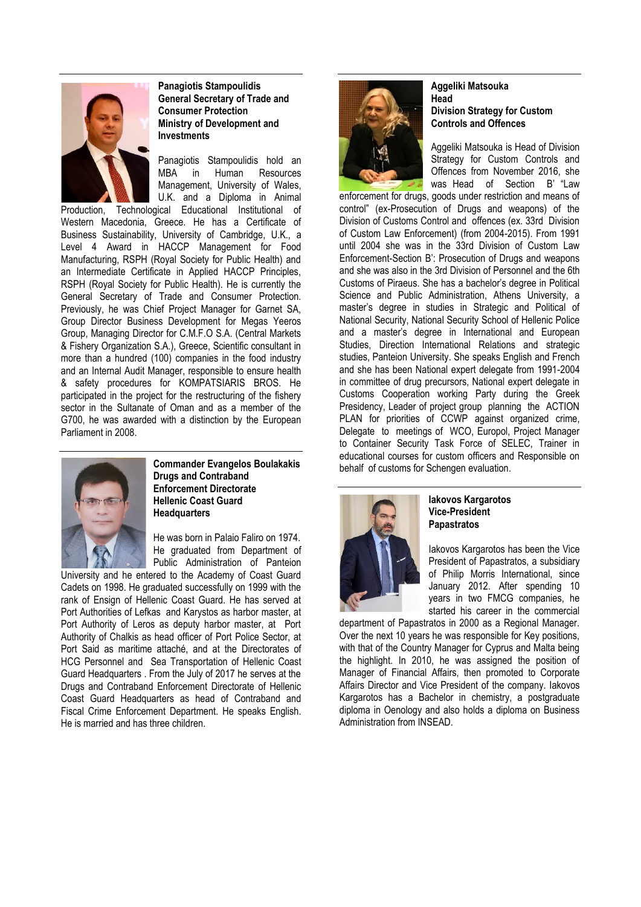**Panagiotis Stampoulidis**
**General Secretary of Trade and Consumer Protection**
**Ministry of Development and Investments**

Panagiotis Stampoulidis hold an MBA in Human Resources Management, University of Wales, U.K. and a Diploma in Animal Production, Technological Educational Institutional of Western Macedonia, Greece. He has a Certificate of Business Sustainability, University of Cambridge, U.K., a Level 4 Award in HACCP Management for Food Manufacturing, RSPH (Royal Society for Public Health) and an Intermediate Certificate in Applied HACCP Principles, RSPH (Royal Society for Public Health). He is currently the General Secretary of Trade and Consumer Protection. Previously, he was Chief Project Manager for Garnet SA, Group Director Business Development for Megas Yeeros Group, Managing Director for C.M.F.O S.A. (Central Markets & Fishery Organization S.A.), Greece, Scientific consultant in more than a hundred (100) companies in the food industry and an Internal Audit Manager, responsible to ensure health & safety procedures for KOMPATSIARIS BROS. He participated in the project for the restructuring of the fishery sector in the Sultanate of Oman and as a member of the G700, he was awarded with a distinction by the European Parliament in 2008.

**Commander Evangelos Boulakakis**
**Drugs and Contraband Enforcement Directorate**
**Hellenic Coast Guard Headquarters**

He was born in Palaio Faliro on 1974. He graduated from Department of Public Administration of Panteion University and he entered to the Academy of Coast Guard Cadets on 1998. He graduated successfully on 1999 with the rank of Ensign of Hellenic Coast Guard. He has served at Port Authorities of Lefkas and Karystos as harbor master, at Port Authority of Leros as deputy harbor master, at Port Authority of Chalkis as head officer of Port Police Sector, at Port Said as maritime attaché, and at the Directorates of HCG Personnel and Sea Transportation of Hellenic Coast Guard Headquarters . From the July of 2017 he serves at the Drugs and Contraband Enforcement Directorate of Hellenic Coast Guard Headquarters as head of Contraband and Fiscal Crime Enforcement Department. He speaks English. He is married and has three children.

**Aggeliki Matsouka**
**Head**
**Division Strategy for Custom Controls and Offences**

Aggeliki Matsouka is Head of Division Strategy for Custom Controls and Offences from November 2016, she was Head of Section B' "Law enforcement for drugs, goods under restriction and means of control" (ex-Prosecution of Drugs and weapons) of the Division of Customs Control and offences (ex. 33rd Division of Custom Law Enforcement) (from 2004-2015). From 1991 until 2004 she was in the 33rd Division of Custom Law Enforcement-Section B': Prosecution of Drugs and weapons and she was also in the 3rd Division of Personnel and the 6th Customs of Piraeus. She has a bachelor's degree in Political Science and Public Administration, Athens University, a master's degree in studies in Strategic and Political of National Security, National Security School of Hellenic Police and a master's degree in International and European Studies, Direction International Relations and strategic studies, Panteion University. She speaks English and French and she has been National expert delegate from 1991-2004 in committee of drug precursors, National expert delegate in Customs Cooperation working Party during the Greek Presidency, Leader of project group planning the ACTION PLAN for priorities of CCWP against organized crime, Delegate to meetings of WCO, Europol, Project Manager to Container Security Task Force of SELEC, Trainer in educational courses for custom officers and Responsible on behalf of customs for Schengen evaluation.

**Iakovos Kargarotos**
**Vice-President**
**Papastratos**

Iakovos Kargarotos has been the Vice President of Papastratos, a subsidiary of Philip Morris International, since January 2012. After spending 10 years in two FMCG companies, he started his career in the commercial department of Papastratos in 2000 as a Regional Manager. Over the next 10 years he was responsible for Key positions, with that of the Country Manager for Cyprus and Malta being the highlight. In 2010, he was assigned the position of Manager of Financial Affairs, then promoted to Corporate Affairs Director and Vice President of the company. Iakovos Kargarotos has a Bachelor in chemistry, a postgraduate diploma in Oenology and also holds a diploma on Business Administration from INSEAD.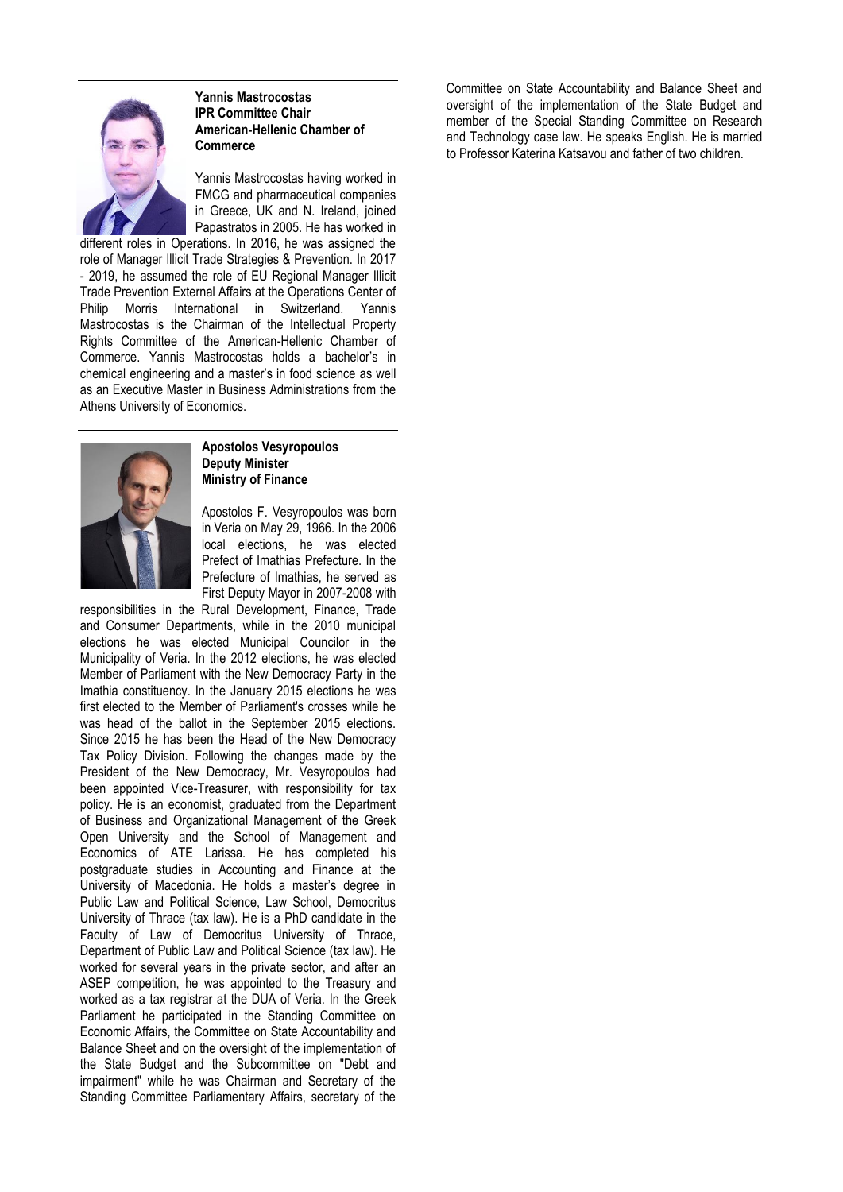**Yannis Mastrocostas**
**IPR Committee Chair**
**American-Hellenic Chamber of Commerce**

Yannis Mastrocostas having worked in FMCG and pharmaceutical companies in Greece, UK and N. Ireland, joined Papastratos in 2005. He has worked in different roles in Operations. In 2016, he was assigned the role of Manager Illicit Trade Strategies & Prevention. In 2017 - 2019, he assumed the role of EU Regional Manager Illicit Trade Prevention External Affairs at the Operations Center of Philip Morris International in Switzerland. Yannis Mastrocostas is the Chairman of the Intellectual Property Rights Committee of the American-Hellenic Chamber of Commerce. Yannis Mastrocostas holds a bachelor's in chemical engineering and a master's in food science as well as an Executive Master in Business Administrations from the Athens University of Economics.

---

**Apostolos Vesyropoulos**
**Deputy Minister**
**Ministry of Finance**

Apostolos F. Vesyropoulos was born in Veria on May 29, 1966. In the 2006 local elections, he was elected Prefect of Imathias Prefecture. In the Prefecture of Imathias, he served as First Deputy Mayor in 2007-2008 with responsibilities in the Rural Development, Finance, Trade and Consumer Departments, while in the 2010 municipal elections he was elected Municipal Councilor in the Municipality of Veria. In the 2012 elections, he was elected Member of Parliament with the New Democracy Party in the Imathia constituency. In the January 2015 elections he was first elected to the Member of Parliament's crosses while he was head of the ballot in the September 2015 elections. Since 2015 he has been the Head of the New Democracy Tax Policy Division. Following the changes made by the President of the New Democracy, Mr. Vesyropoulos had been appointed Vice-Treasurer, with responsibility for tax policy. He is an economist, graduated from the Department of Business and Organizational Management of the Greek Open University and the School of Management and Economics of ATE Larissa. He has completed his postgraduate studies in Accounting and Finance at the University of Macedonia. He holds a master's degree in Public Law and Political Science, Law School, Democritus University of Thrace (tax law). He is a PhD candidate in the Faculty of Law of Democritus University of Thrace, Department of Public Law and Political Science (tax law). He worked for several years in the private sector, and after an ASEP competition, he was appointed to the Treasury and worked as a tax registrar at the DUA of Veria. In the Greek Parliament he participated in the Standing Committee on Economic Affairs, the Committee on State Accountability and Balance Sheet and on the oversight of the implementation of the State Budget and the Subcommittee on "Debt and impairment" while he was Chairman and Secretary of the Standing Committee Parliamentary Affairs, secretary of the Committee on State Accountability and Balance Sheet and oversight of the implementation of the State Budget and member of the Special Standing Committee on Research and Technology case law. He speaks English. He is married to Professor Katerina Katsavou and father of two children.